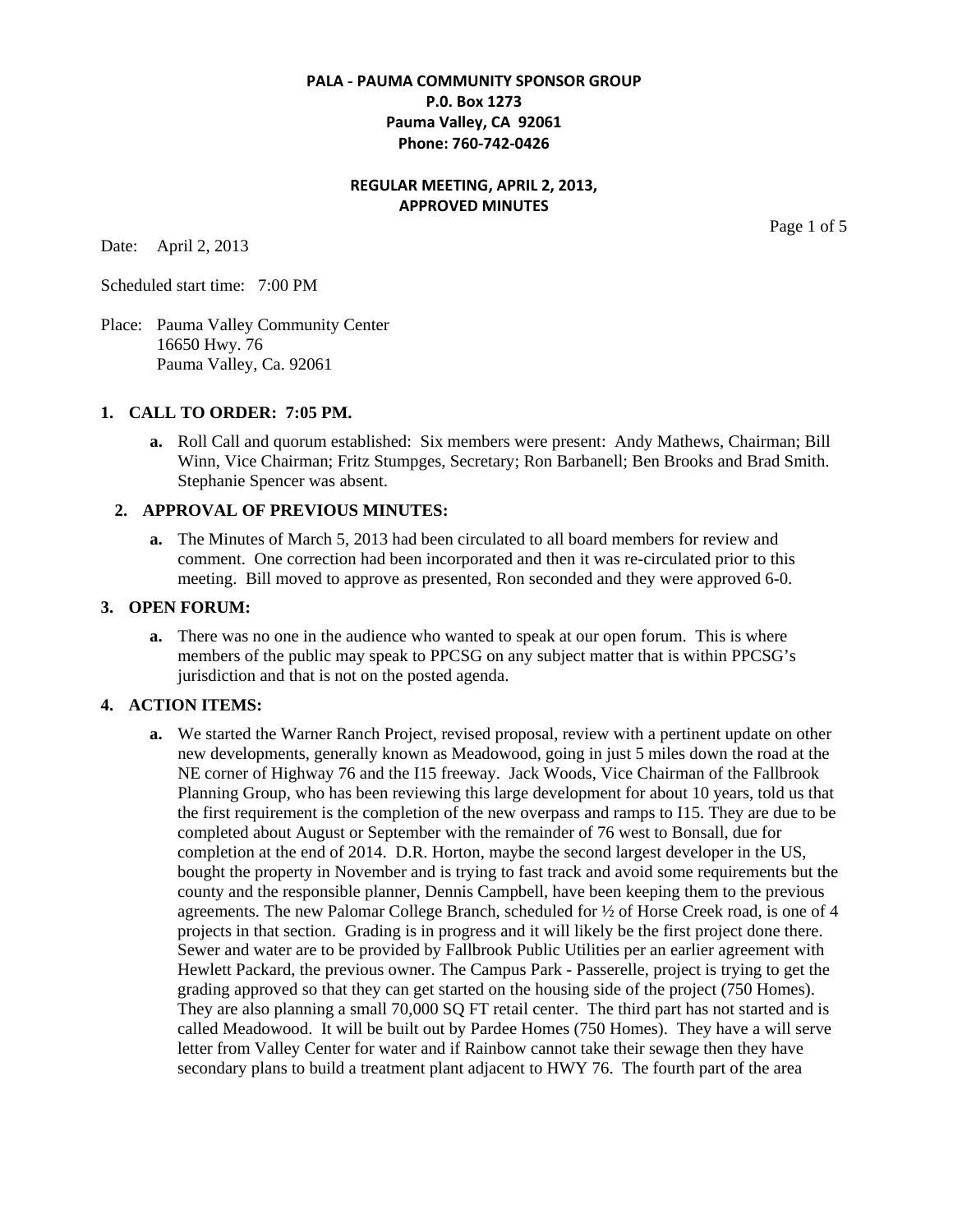**PALA - PAUMA COMMUNITY SPONSOR GROUP**
**P.0. Box 1273**
**Pauma Valley, CA 92061**
**Phone: 760-742-0426**

**REGULAR MEETING, APRIL 2, 2013,**
**APPROVED MINUTES**

Date: April 2, 2013

Scheduled start time: 7:00 PM

Place: Pauma Valley Community Center
16650 Hwy. 76
Pauma Valley, Ca. 92061

## 1. CALL TO ORDER: 7:05 PM.

**a.** Roll Call and quorum established: Six members were present: Andy Mathews, Chairman; Bill Winn, Vice Chairman; Fritz Stumpges, Secretary; Ron Barbanell; Ben Brooks and Brad Smith. Stephanie Spencer was absent.

## 2. APPROVAL OF PREVIOUS MINUTES:

**a.** The Minutes of March 5, 2013 had been circulated to all board members for review and comment. One correction had been incorporated and then it was re-circulated prior to this meeting. Bill moved to approve as presented, Ron seconded and they were approved 6-0.

## 3. OPEN FORUM:

**a.** There was no one in the audience who wanted to speak at our open forum. This is where members of the public may speak to PPCSG on any subject matter that is within PPCSG's jurisdiction and that is not on the posted agenda.

## 4. ACTION ITEMS:

**a.** We started the Warner Ranch Project, revised proposal, review with a pertinent update on other new developments, generally known as Meadowood, going in just 5 miles down the road at the NE corner of Highway 76 and the I15 freeway. Jack Woods, Vice Chairman of the Fallbrook Planning Group, who has been reviewing this large development for about 10 years, told us that the first requirement is the completion of the new overpass and ramps to I15. They are due to be completed about August or September with the remainder of 76 west to Bonsall, due for completion at the end of 2014. D.R. Horton, maybe the second largest developer in the US, bought the property in November and is trying to fast track and avoid some requirements but the county and the responsible planner, Dennis Campbell, have been keeping them to the previous agreements. The new Palomar College Branch, scheduled for ½ of Horse Creek road, is one of 4 projects in that section. Grading is in progress and it will likely be the first project done there. Sewer and water are to be provided by Fallbrook Public Utilities per an earlier agreement with Hewlett Packard, the previous owner. The Campus Park - Passerelle, project is trying to get the grading approved so that they can get started on the housing side of the project (750 Homes). They are also planning a small 70,000 SQ FT retail center. The third part has not started and is called Meadowood. It will be built out by Pardee Homes (750 Homes). They have a will serve letter from Valley Center for water and if Rainbow cannot take their sewage then they have secondary plans to build a treatment plant adjacent to HWY 76. The fourth part of the area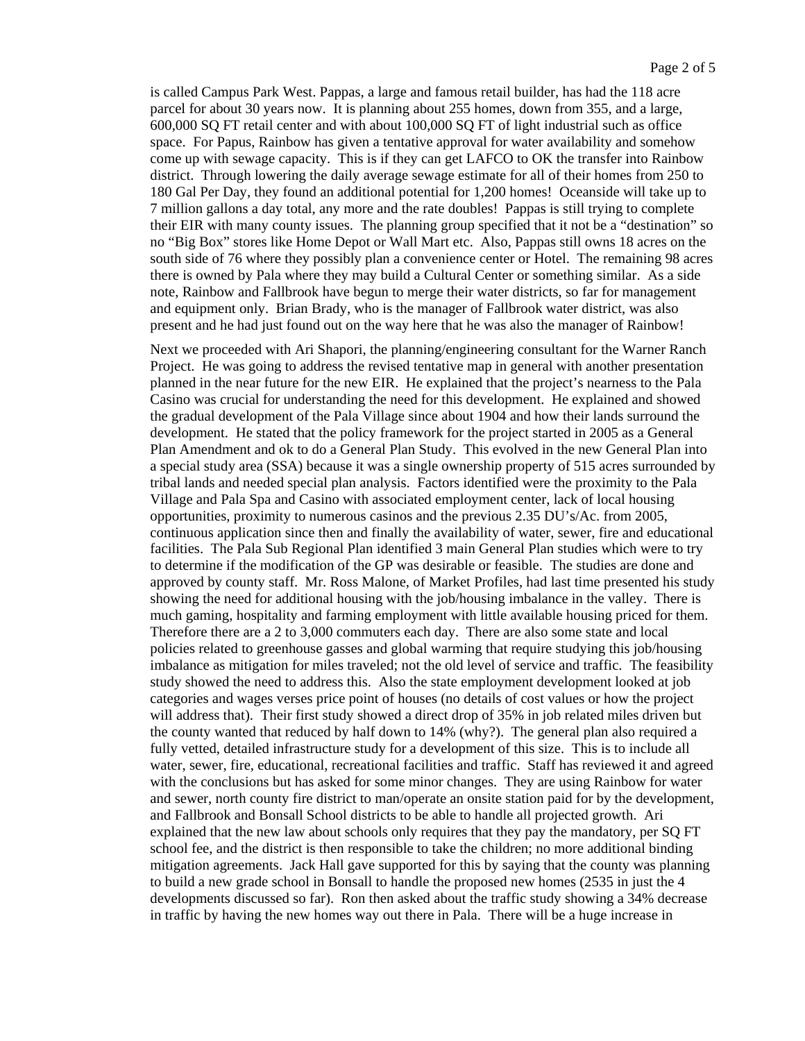is called Campus Park West. Pappas, a large and famous retail builder, has had the 118 acre parcel for about 30 years now. It is planning about 255 homes, down from 355, and a large, 600,000 SQ FT retail center and with about 100,000 SQ FT of light industrial such as office space. For Papus, Rainbow has given a tentative approval for water availability and somehow come up with sewage capacity. This is if they can get LAFCO to OK the transfer into Rainbow district. Through lowering the daily average sewage estimate for all of their homes from 250 to 180 Gal Per Day, they found an additional potential for 1,200 homes! Oceanside will take up to 7 million gallons a day total, any more and the rate doubles! Pappas is still trying to complete their EIR with many county issues. The planning group specified that it not be a "destination" so no "Big Box" stores like Home Depot or Wall Mart etc. Also, Pappas still owns 18 acres on the south side of 76 where they possibly plan a convenience center or Hotel. The remaining 98 acres there is owned by Pala where they may build a Cultural Center or something similar. As a side note, Rainbow and Fallbrook have begun to merge their water districts, so far for management and equipment only. Brian Brady, who is the manager of Fallbrook water district, was also present and he had just found out on the way here that he was also the manager of Rainbow!

Next we proceeded with Ari Shapori, the planning/engineering consultant for the Warner Ranch Project. He was going to address the revised tentative map in general with another presentation planned in the near future for the new EIR. He explained that the project's nearness to the Pala Casino was crucial for understanding the need for this development. He explained and showed the gradual development of the Pala Village since about 1904 and how their lands surround the development. He stated that the policy framework for the project started in 2005 as a General Plan Amendment and ok to do a General Plan Study. This evolved in the new General Plan into a special study area (SSA) because it was a single ownership property of 515 acres surrounded by tribal lands and needed special plan analysis. Factors identified were the proximity to the Pala Village and Pala Spa and Casino with associated employment center, lack of local housing opportunities, proximity to numerous casinos and the previous 2.35 DU's/Ac. from 2005, continuous application since then and finally the availability of water, sewer, fire and educational facilities. The Pala Sub Regional Plan identified 3 main General Plan studies which were to try to determine if the modification of the GP was desirable or feasible. The studies are done and approved by county staff. Mr. Ross Malone, of Market Profiles, had last time presented his study showing the need for additional housing with the job/housing imbalance in the valley. There is much gaming, hospitality and farming employment with little available housing priced for them. Therefore there are a 2 to 3,000 commuters each day. There are also some state and local policies related to greenhouse gasses and global warming that require studying this job/housing imbalance as mitigation for miles traveled; not the old level of service and traffic. The feasibility study showed the need to address this. Also the state employment development looked at job categories and wages verses price point of houses (no details of cost values or how the project will address that). Their first study showed a direct drop of 35% in job related miles driven but the county wanted that reduced by half down to 14% (why?). The general plan also required a fully vetted, detailed infrastructure study for a development of this size. This is to include all water, sewer, fire, educational, recreational facilities and traffic. Staff has reviewed it and agreed with the conclusions but has asked for some minor changes. They are using Rainbow for water and sewer, north county fire district to man/operate an onsite station paid for by the development, and Fallbrook and Bonsall School districts to be able to handle all projected growth. Ari explained that the new law about schools only requires that they pay the mandatory, per SQ FT school fee, and the district is then responsible to take the children; no more additional binding mitigation agreements. Jack Hall gave supported for this by saying that the county was planning to build a new grade school in Bonsall to handle the proposed new homes (2535 in just the 4 developments discussed so far). Ron then asked about the traffic study showing a 34% decrease in traffic by having the new homes way out there in Pala. There will be a huge increase in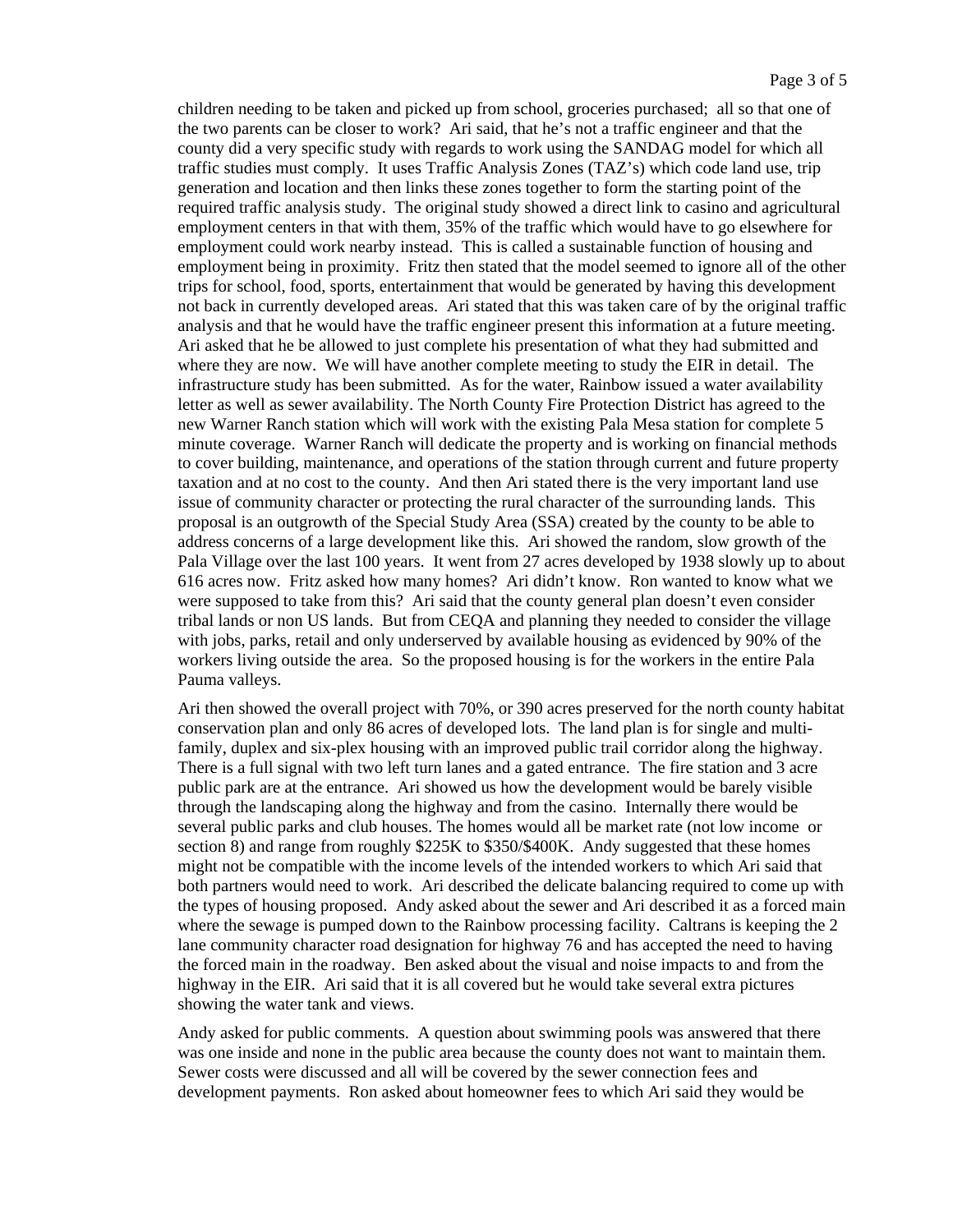children needing to be taken and picked up from school, groceries purchased; all so that one of the two parents can be closer to work? Ari said, that he's not a traffic engineer and that the county did a very specific study with regards to work using the SANDAG model for which all traffic studies must comply. It uses Traffic Analysis Zones (TAZ's) which code land use, trip generation and location and then links these zones together to form the starting point of the required traffic analysis study. The original study showed a direct link to casino and agricultural employment centers in that with them, 35% of the traffic which would have to go elsewhere for employment could work nearby instead. This is called a sustainable function of housing and employment being in proximity. Fritz then stated that the model seemed to ignore all of the other trips for school, food, sports, entertainment that would be generated by having this development not back in currently developed areas. Ari stated that this was taken care of by the original traffic analysis and that he would have the traffic engineer present this information at a future meeting. Ari asked that he be allowed to just complete his presentation of what they had submitted and where they are now. We will have another complete meeting to study the EIR in detail. The infrastructure study has been submitted. As for the water, Rainbow issued a water availability letter as well as sewer availability. The North County Fire Protection District has agreed to the new Warner Ranch station which will work with the existing Pala Mesa station for complete 5 minute coverage. Warner Ranch will dedicate the property and is working on financial methods to cover building, maintenance, and operations of the station through current and future property taxation and at no cost to the county. And then Ari stated there is the very important land use issue of community character or protecting the rural character of the surrounding lands. This proposal is an outgrowth of the Special Study Area (SSA) created by the county to be able to address concerns of a large development like this. Ari showed the random, slow growth of the Pala Village over the last 100 years. It went from 27 acres developed by 1938 slowly up to about 616 acres now. Fritz asked how many homes? Ari didn't know. Ron wanted to know what we were supposed to take from this? Ari said that the county general plan doesn't even consider tribal lands or non US lands. But from CEQA and planning they needed to consider the village with jobs, parks, retail and only underserved by available housing as evidenced by 90% of the workers living outside the area. So the proposed housing is for the workers in the entire Pala Pauma valleys.

Ari then showed the overall project with 70%, or 390 acres preserved for the north county habitat conservation plan and only 86 acres of developed lots. The land plan is for single and multi-family, duplex and six-plex housing with an improved public trail corridor along the highway. There is a full signal with two left turn lanes and a gated entrance. The fire station and 3 acre public park are at the entrance. Ari showed us how the development would be barely visible through the landscaping along the highway and from the casino. Internally there would be several public parks and club houses. The homes would all be market rate (not low income or section 8) and range from roughly $225K to $350/$400K. Andy suggested that these homes might not be compatible with the income levels of the intended workers to which Ari said that both partners would need to work. Ari described the delicate balancing required to come up with the types of housing proposed. Andy asked about the sewer and Ari described it as a forced main where the sewage is pumped down to the Rainbow processing facility. Caltrans is keeping the 2 lane community character road designation for highway 76 and has accepted the need to having the forced main in the roadway. Ben asked about the visual and noise impacts to and from the highway in the EIR. Ari said that it is all covered but he would take several extra pictures showing the water tank and views.

Andy asked for public comments. A question about swimming pools was answered that there was one inside and none in the public area because the county does not want to maintain them. Sewer costs were discussed and all will be covered by the sewer connection fees and development payments. Ron asked about homeowner fees to which Ari said they would be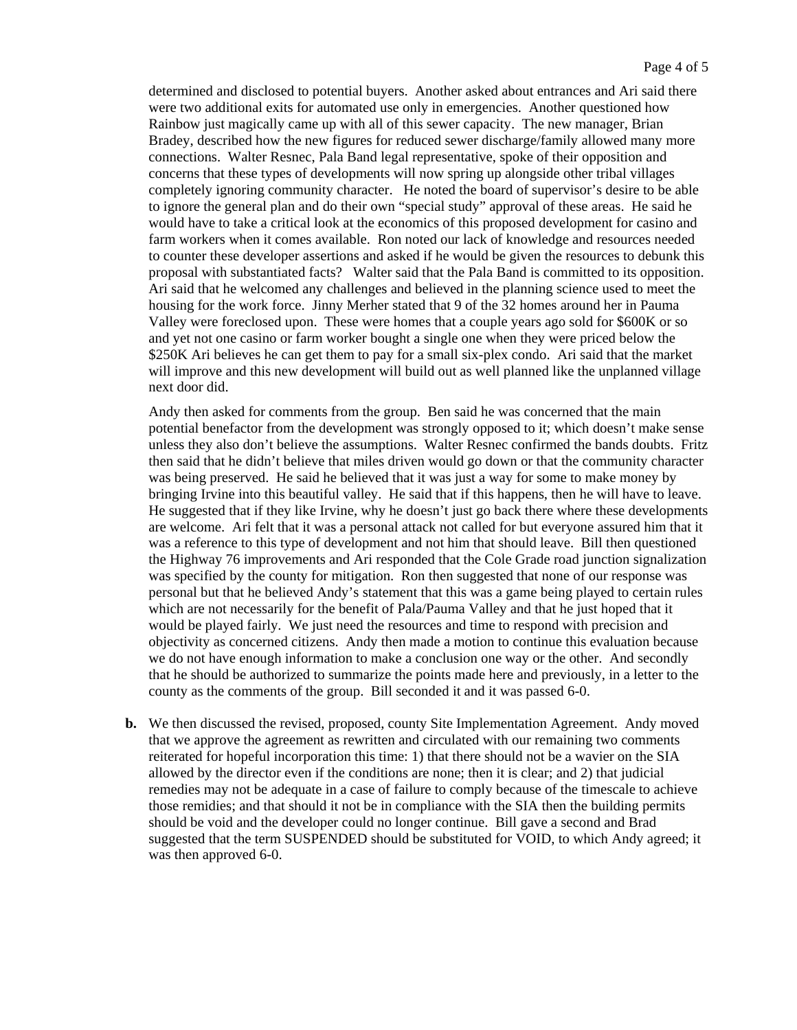determined and disclosed to potential buyers. Another asked about entrances and Ari said there were two additional exits for automated use only in emergencies. Another questioned how Rainbow just magically came up with all of this sewer capacity. The new manager, Brian Bradey, described how the new figures for reduced sewer discharge/family allowed many more connections. Walter Resnec, Pala Band legal representative, spoke of their opposition and concerns that these types of developments will now spring up alongside other tribal villages completely ignoring community character. He noted the board of supervisor's desire to be able to ignore the general plan and do their own "special study" approval of these areas. He said he would have to take a critical look at the economics of this proposed development for casino and farm workers when it comes available. Ron noted our lack of knowledge and resources needed to counter these developer assertions and asked if he would be given the resources to debunk this proposal with substantiated facts? Walter said that the Pala Band is committed to its opposition. Ari said that he welcomed any challenges and believed in the planning science used to meet the housing for the work force. Jinny Merher stated that 9 of the 32 homes around her in Pauma Valley were foreclosed upon. These were homes that a couple years ago sold for $600K or so and yet not one casino or farm worker bought a single one when they were priced below the $250K Ari believes he can get them to pay for a small six-plex condo. Ari said that the market will improve and this new development will build out as well planned like the unplanned village next door did.

Andy then asked for comments from the group. Ben said he was concerned that the main potential benefactor from the development was strongly opposed to it; which doesn't make sense unless they also don't believe the assumptions. Walter Resnec confirmed the bands doubts. Fritz then said that he didn't believe that miles driven would go down or that the community character was being preserved. He said he believed that it was just a way for some to make money by bringing Irvine into this beautiful valley. He said that if this happens, then he will have to leave. He suggested that if they like Irvine, why he doesn't just go back there where these developments are welcome. Ari felt that it was a personal attack not called for but everyone assured him that it was a reference to this type of development and not him that should leave. Bill then questioned the Highway 76 improvements and Ari responded that the Cole Grade road junction signalization was specified by the county for mitigation. Ron then suggested that none of our response was personal but that he believed Andy's statement that this was a game being played to certain rules which are not necessarily for the benefit of Pala/Pauma Valley and that he just hoped that it would be played fairly. We just need the resources and time to respond with precision and objectivity as concerned citizens. Andy then made a motion to continue this evaluation because we do not have enough information to make a conclusion one way or the other. And secondly that he should be authorized to summarize the points made here and previously, in a letter to the county as the comments of the group. Bill seconded it and it was passed 6-0.

**b.** We then discussed the revised, proposed, county Site Implementation Agreement. Andy moved that we approve the agreement as rewritten and circulated with our remaining two comments reiterated for hopeful incorporation this time: 1) that there should not be a wavier on the SIA allowed by the director even if the conditions are none; then it is clear; and 2) that judicial remedies may not be adequate in a case of failure to comply because of the timescale to achieve those remidies; and that should it not be in compliance with the SIA then the building permits should be void and the developer could no longer continue. Bill gave a second and Brad suggested that the term SUSPENDED should be substituted for VOID, to which Andy agreed; it was then approved 6-0.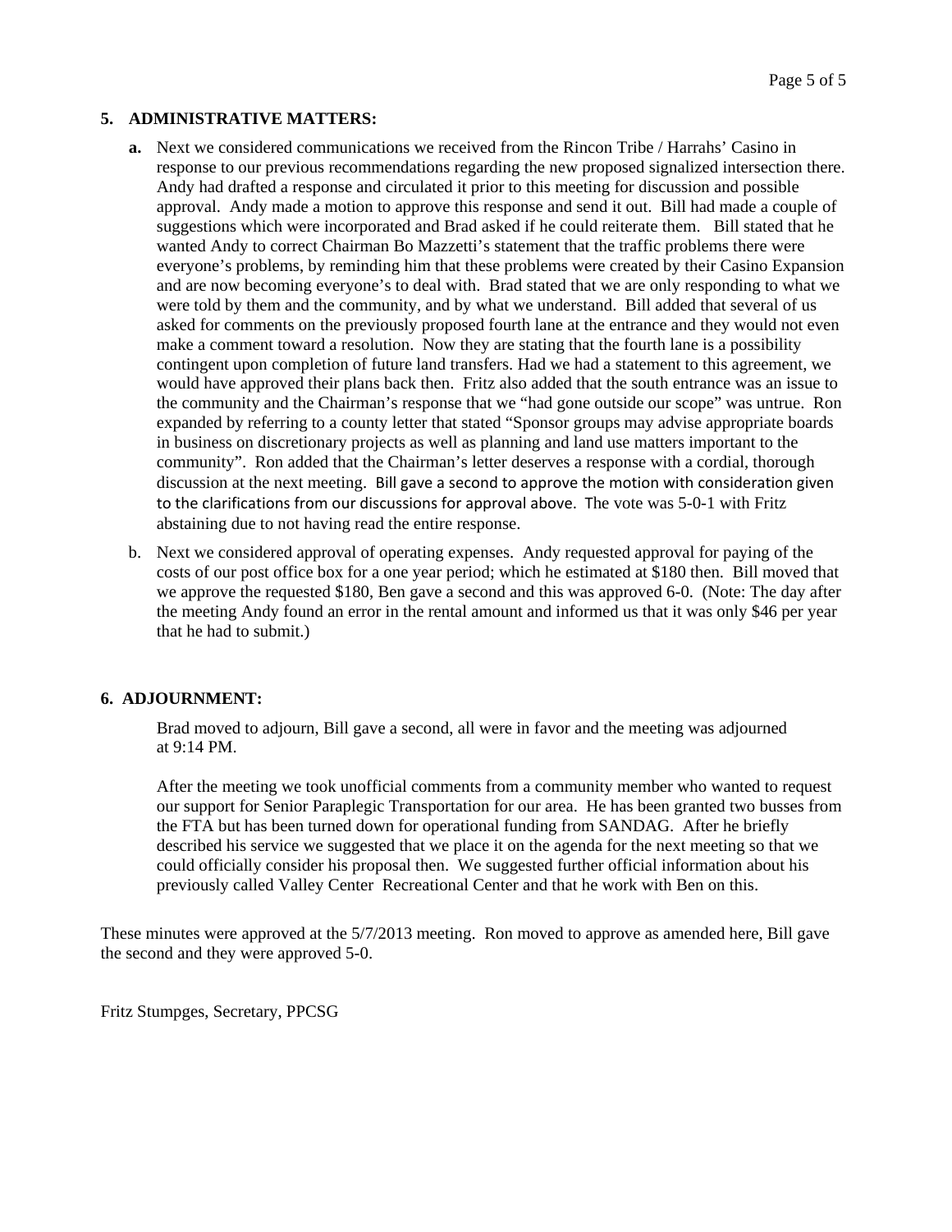**5. ADMINISTRATIVE MATTERS:**

**a.** Next we considered communications we received from the Rincon Tribe / Harrahs' Casino in response to our previous recommendations regarding the new proposed signalized intersection there. Andy had drafted a response and circulated it prior to this meeting for discussion and possible approval. Andy made a motion to approve this response and send it out. Bill had made a couple of suggestions which were incorporated and Brad asked if he could reiterate them. Bill stated that he wanted Andy to correct Chairman Bo Mazzetti's statement that the traffic problems there were everyone's problems, by reminding him that these problems were created by their Casino Expansion and are now becoming everyone's to deal with. Brad stated that we are only responding to what we were told by them and the community, and by what we understand. Bill added that several of us asked for comments on the previously proposed fourth lane at the entrance and they would not even make a comment toward a resolution. Now they are stating that the fourth lane is a possibility contingent upon completion of future land transfers. Had we had a statement to this agreement, we would have approved their plans back then. Fritz also added that the south entrance was an issue to the community and the Chairman's response that we "had gone outside our scope" was untrue. Ron expanded by referring to a county letter that stated "Sponsor groups may advise appropriate boards in business on discretionary projects as well as planning and land use matters important to the community". Ron added that the Chairman's letter deserves a response with a cordial, thorough discussion at the next meeting. Bill gave a second to approve the motion with consideration given to the clarifications from our discussions for approval above. The vote was 5-0-1 with Fritz abstaining due to not having read the entire response.

b. Next we considered approval of operating expenses. Andy requested approval for paying of the costs of our post office box for a one year period; which he estimated at $180 then. Bill moved that we approve the requested $180, Ben gave a second and this was approved 6-0. (Note: The day after the meeting Andy found an error in the rental amount and informed us that it was only $46 per year that he had to submit.)

**6. ADJOURNMENT:**

Brad moved to adjourn, Bill gave a second, all were in favor and the meeting was adjourned at 9:14 PM.

After the meeting we took unofficial comments from a community member who wanted to request our support for Senior Paraplegic Transportation for our area. He has been granted two busses from the FTA but has been turned down for operational funding from SANDAG. After he briefly described his service we suggested that we place it on the agenda for the next meeting so that we could officially consider his proposal then. We suggested further official information about his previously called Valley Center Recreational Center and that he work with Ben on this.

These minutes were approved at the 5/7/2013 meeting. Ron moved to approve as amended here, Bill gave the second and they were approved 5-0.

Fritz Stumpges, Secretary, PPCSG